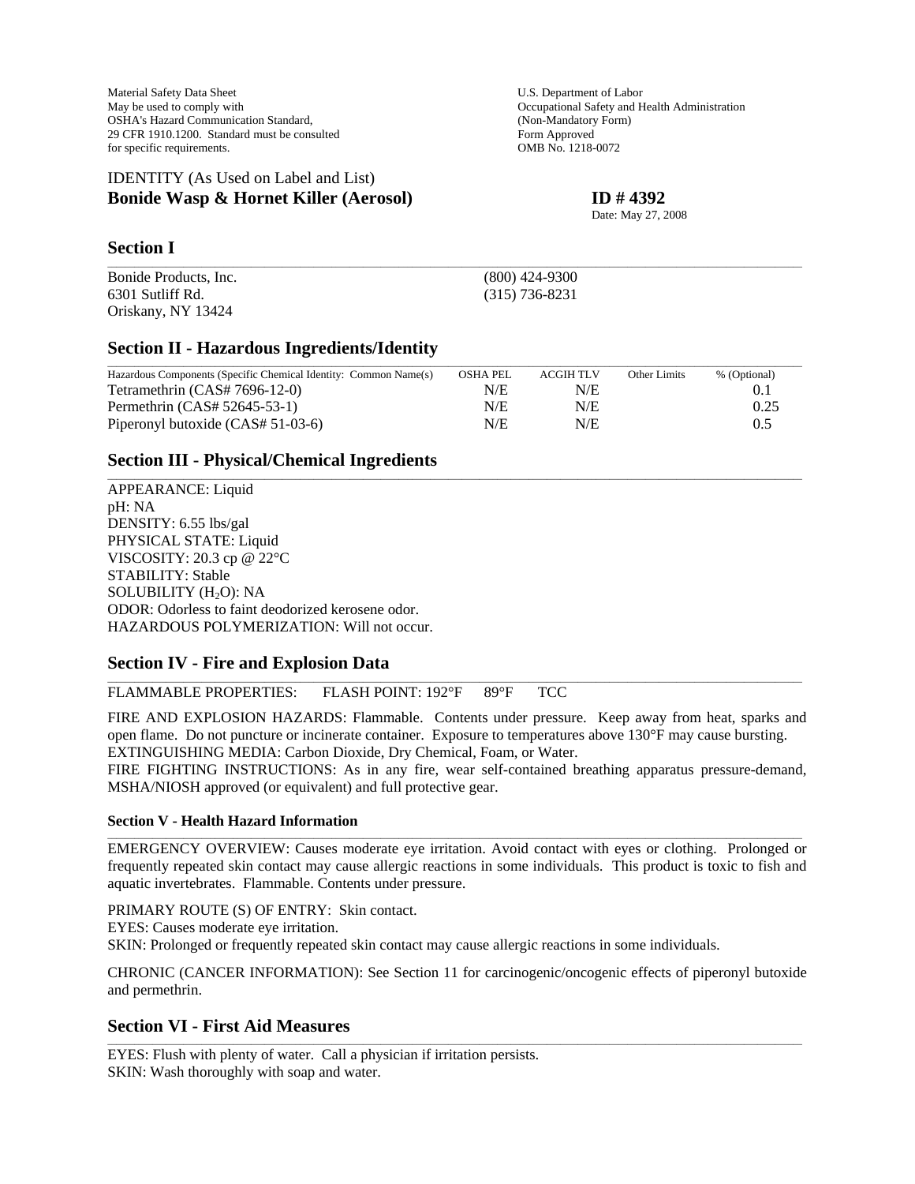Material Safety Data Sheet
May be used to comply with
OSHA's Hazard Communication Standard,
29 CFR 1910.1200. Standard must be consulted
for specific requirements.

U.S. Department of Labor
Occupational Safety and Health Administration
(Non-Mandatory Form)
Form Approved
OMB No. 1218-0072

IDENTITY (As Used on Label and List)

**Bonide Wasp & Hornet Killer (Aerosol)** **ID # 4392**

Date: May 27, 2008

## Section I

Bonide Products, Inc.
6301 Sutliff Rd.
Oriskany, NY 13424

(800) 424-9300
(315) 736-8231

## Section II - Hazardous Ingredients/Identity

| Hazardous Components (Specific Chemical Identity: Common Name(s) | OSHA PEL | ACGIH TLV | Other Limits | % (Optional) |
|---|---|---|---|---|
| Tetramethrin (CAS# 7696-12-0) | N/E | N/E | | 0.1 |
| Permethrin (CAS# 52645-53-1) | N/E | N/E | | 0.25 |
| Piperonyl butoxide (CAS# 51-03-6) | N/E | N/E | | 0.5 |

## Section III - Physical/Chemical Ingredients

APPEARANCE: Liquid
pH: NA
DENSITY: 6.55 lbs/gal
PHYSICAL STATE: Liquid
VISCOSITY: 20.3 cp @ 22°C
STABILITY: Stable
SOLUBILITY ($H_2O$): NA
ODOR: Odorless to faint deodorized kerosene odor.
HAZARDOUS POLYMERIZATION: Will not occur.

## Section IV - Fire and Explosion Data

FLAMMABLE PROPERTIES: FLASH POINT: 192°F 89°F TCC

FIRE AND EXPLOSION HAZARDS: Flammable. Contents under pressure. Keep away from heat, sparks and open flame. Do not puncture or incinerate container. Exposure to temperatures above 130°F may cause bursting.
EXTINGUISHING MEDIA: Carbon Dioxide, Dry Chemical, Foam, or Water.
FIRE FIGHTING INSTRUCTIONS: As in any fire, wear self-contained breathing apparatus pressure-demand, MSHA/NIOSH approved (or equivalent) and full protective gear.

### Section V - Health Hazard Information

EMERGENCY OVERVIEW: Causes moderate eye irritation. Avoid contact with eyes or clothing. Prolonged or frequently repeated skin contact may cause allergic reactions in some individuals. This product is toxic to fish and aquatic invertebrates. Flammable. Contents under pressure.

PRIMARY ROUTE (S) OF ENTRY: Skin contact.
EYES: Causes moderate eye irritation.
SKIN: Prolonged or frequently repeated skin contact may cause allergic reactions in some individuals.

CHRONIC (CANCER INFORMATION): See Section 11 for carcinogenic/oncogenic effects of piperonyl butoxide and permethrin.

## Section VI - First Aid Measures

EYES: Flush with plenty of water. Call a physician if irritation persists.
SKIN: Wash thoroughly with soap and water.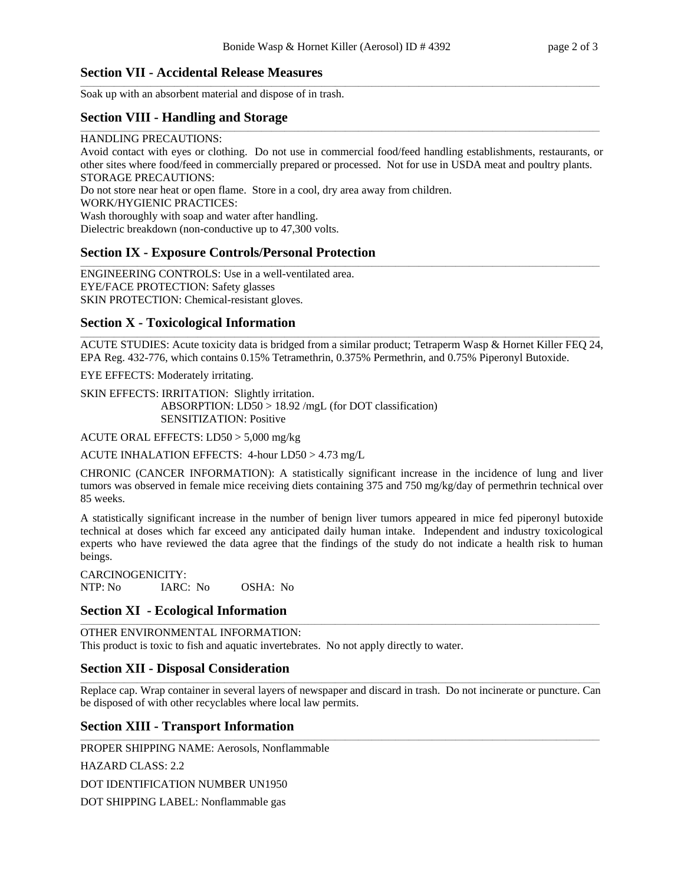## Section VII - Accidental Release Measures

Soak up with an absorbent material and dispose of in trash.

## Section VIII - Handling and Storage

HANDLING PRECAUTIONS:
Avoid contact with eyes or clothing. Do not use in commercial food/feed handling establishments, restaurants, or other sites where food/feed in commercially prepared or processed. Not for use in USDA meat and poultry plants.
STORAGE PRECAUTIONS:
Do not store near heat or open flame. Store in a cool, dry area away from children.
WORK/HYGIENIC PRACTICES:
Wash thoroughly with soap and water after handling.
Dielectric breakdown (non-conductive up to 47,300 volts.

## Section IX - Exposure Controls/Personal Protection

ENGINEERING CONTROLS: Use in a well-ventilated area.
EYE/FACE PROTECTION: Safety glasses
SKIN PROTECTION: Chemical-resistant gloves.

## Section X - Toxicological Information

ACUTE STUDIES: Acute toxicity data is bridged from a similar product; Tetraperm Wasp & Hornet Killer FEQ 24, EPA Reg. 432-776, which contains 0.15% Tetramethrin, 0.375% Permethrin, and 0.75% Piperonyl Butoxide.

EYE EFFECTS: Moderately irritating.

SKIN EFFECTS: IRRITATION: Slightly irritation.
ABSORPTION: LD50 > 18.92 /mgL (for DOT classification)
SENSITIZATION: Positive

ACUTE ORAL EFFECTS: LD50 > 5,000 mg/kg

ACUTE INHALATION EFFECTS: 4-hour LD50 > 4.73 mg/L

CHRONIC (CANCER INFORMATION): A statistically significant increase in the incidence of lung and liver tumors was observed in female mice receiving diets containing 375 and 750 mg/kg/day of permethrin technical over 85 weeks.

A statistically significant increase in the number of benign liver tumors appeared in mice fed piperonyl butoxide technical at doses which far exceed any anticipated daily human intake. Independent and industry toxicological experts who have reviewed the data agree that the findings of the study do not indicate a health risk to human beings.

CARCINOGENICITY:
NTP: No IARC: No OSHA: No

## Section XI - Ecological Information

OTHER ENVIRONMENTAL INFORMATION:
This product is toxic to fish and aquatic invertebrates. No not apply directly to water.

## Section XII - Disposal Consideration

Replace cap. Wrap container in several layers of newspaper and discard in trash. Do not incinerate or puncture. Can be disposed of with other recyclables where local law permits.

## Section XIII - Transport Information

PROPER SHIPPING NAME: Aerosols, Nonflammable

HAZARD CLASS: 2.2

DOT IDENTIFICATION NUMBER UN1950

DOT SHIPPING LABEL: Nonflammable gas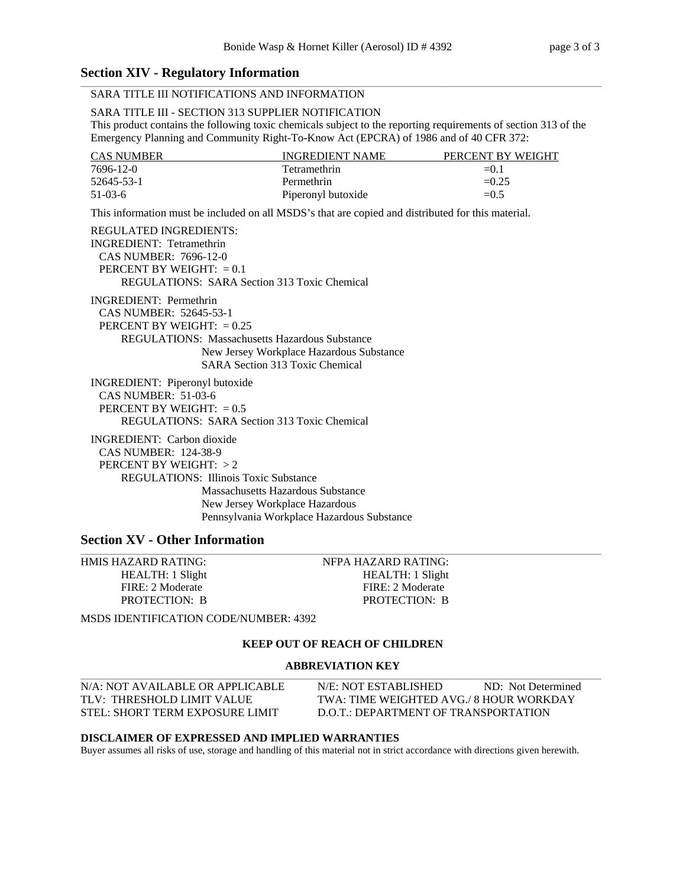## Section XIV - Regulatory Information

SARA TITLE III NOTIFICATIONS AND INFORMATION

SARA TITLE III - SECTION 313 SUPPLIER NOTIFICATION
This product contains the following toxic chemicals subject to the reporting requirements of section 313 of the Emergency Planning and Community Right-To-Know Act (EPCRA) of 1986 and of 40 CFR 372:

| CAS NUMBER | INGREDIENT NAME | PERCENT BY WEIGHT |
|---|---|---|
| 7696-12-0 | Tetramethrin | =0.1 |
| 52645-53-1 | Permethrin | =0.25 |
| 51-03-6 | Piperonyl butoxide | =0.5 |

This information must be included on all MSDS's that are copied and distributed for this material.

REGULATED INGREDIENTS:
INGREDIENT: Tetramethrin
CAS NUMBER: 7696-12-0
PERCENT BY WEIGHT: = 0.1
REGULATIONS: SARA Section 313 Toxic Chemical

INGREDIENT: Permethrin
CAS NUMBER: 52645-53-1
PERCENT BY WEIGHT: = 0.25
REGULATIONS: Massachusetts Hazardous Substance
New Jersey Workplace Hazardous Substance
SARA Section 313 Toxic Chemical

INGREDIENT: Piperonyl butoxide
CAS NUMBER: 51-03-6
PERCENT BY WEIGHT: = 0.5
REGULATIONS: SARA Section 313 Toxic Chemical

INGREDIENT: Carbon dioxide
CAS NUMBER: 124-38-9
PERCENT BY WEIGHT: > 2
REGULATIONS: Illinois Toxic Substance
Massachusetts Hazardous Substance
New Jersey Workplace Hazardous
Pennsylvania Workplace Hazardous Substance

## Section XV - Other Information

| HMIS HAZARD RATING: | NFPA HAZARD RATING: |
|---|---|
| HEALTH: 1 Slight | HEALTH: 1 Slight |
| FIRE: 2 Moderate | FIRE: 2 Moderate |
| PROTECTION: B | PROTECTION: B |

MSDS IDENTIFICATION CODE/NUMBER: 4392

**KEEP OUT OF REACH OF CHILDREN**

**ABBREVIATION KEY**

| | | |
|---|---|---|
| N/A: NOT AVAILABLE OR APPLICABLE | N/E: NOT ESTABLISHED | ND: Not Determined |
| TLV: THRESHOLD LIMIT VALUE | TWA: TIME WEIGHTED AVG./ 8 HOUR WORKDAY | |
| STEL: SHORT TERM EXPOSURE LIMIT | D.O.T.: DEPARTMENT OF TRANSPORTATION | |

**DISCLAIMER OF EXPRESSED AND IMPLIED WARRANTIES**
Buyer assumes all risks of use, storage and handling of this material not in strict accordance with directions given herewith.